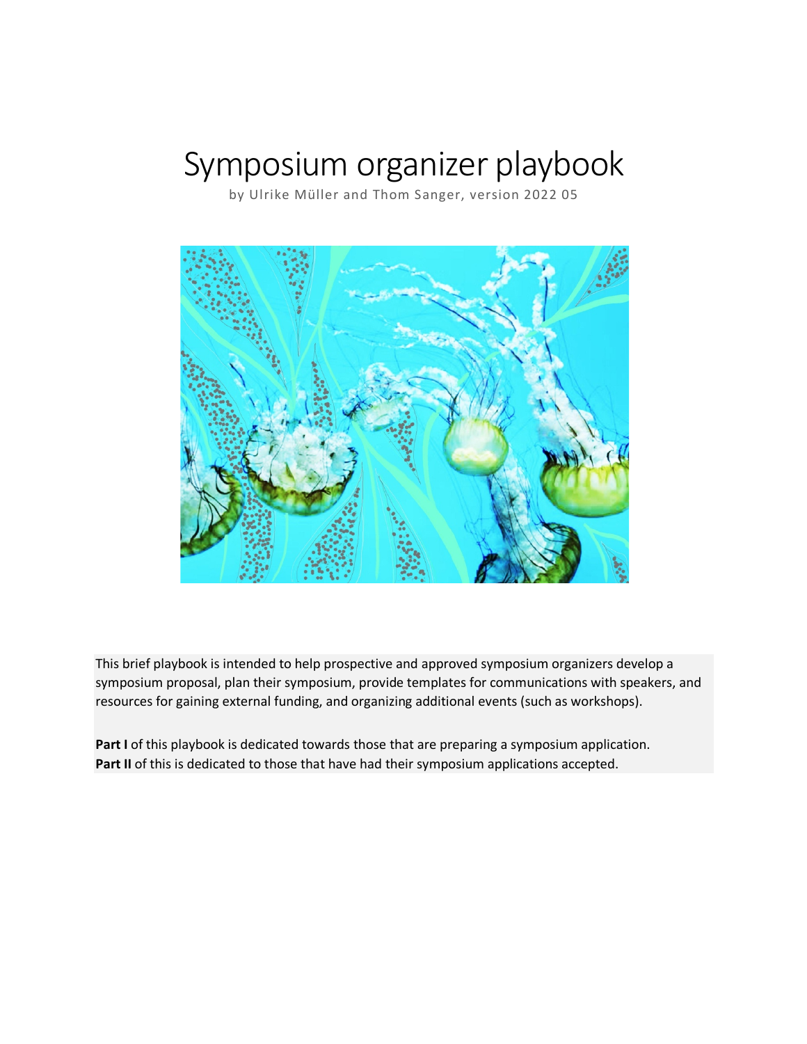# Symposium organizer playbook

by Ulrike Müller and Thom Sanger, version 2022 05

This brief playbook is intended to help prospective and approved symposium organizers develop a symposium proposal, plan their symposium, provide templates for communications with speakers, and resources for gaining external funding, and organizing additional events (such as workshops).

**Part I** of this playbook is dedicated towards those that are preparing a symposium application.
**Part II** of this is dedicated to those that have had their symposium applications accepted.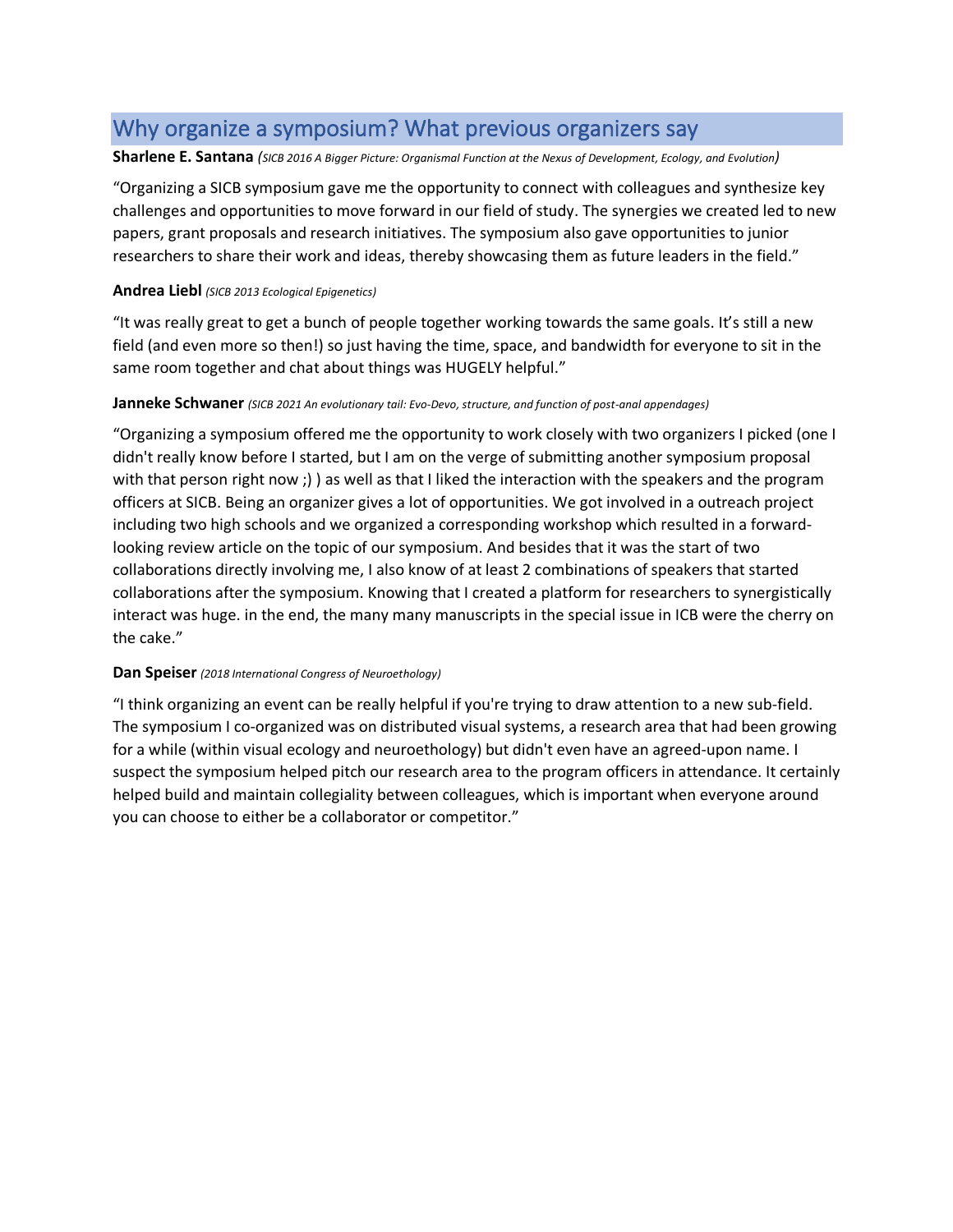## Why organize a symposium? What previous organizers say

**Sharlene E. Santana** *(SICB 2016 A Bigger Picture: Organismal Function at the Nexus of Development, Ecology, and Evolution)*

"Organizing a SICB symposium gave me the opportunity to connect with colleagues and synthesize key challenges and opportunities to move forward in our field of study. The synergies we created led to new papers, grant proposals and research initiatives. The symposium also gave opportunities to junior researchers to share their work and ideas, thereby showcasing them as future leaders in the field."

**Andrea Liebl** *(SICB 2013 Ecological Epigenetics)*

"It was really great to get a bunch of people together working towards the same goals. It's still a new field (and even more so then!) so just having the time, space, and bandwidth for everyone to sit in the same room together and chat about things was HUGELY helpful."

**Janneke Schwaner** *(SICB 2021 An evolutionary tail: Evo-Devo, structure, and function of post-anal appendages)*

"Organizing a symposium offered me the opportunity to work closely with two organizers I picked (one I didn't really know before I started, but I am on the verge of submitting another symposium proposal with that person right now ;) ) as well as that I liked the interaction with the speakers and the program officers at SICB. Being an organizer gives a lot of opportunities. We got involved in a outreach project including two high schools and we organized a corresponding workshop which resulted in a forward-looking review article on the topic of our symposium. And besides that it was the start of two collaborations directly involving me, I also know of at least 2 combinations of speakers that started collaborations after the symposium. Knowing that I created a platform for researchers to synergistically interact was huge. in the end, the many many manuscripts in the special issue in ICB were the cherry on the cake."

**Dan Speiser** *(2018 International Congress of Neuroethology)*

"I think organizing an event can be really helpful if you're trying to draw attention to a new sub-field. The symposium I co-organized was on distributed visual systems, a research area that had been growing for a while (within visual ecology and neuroethology) but didn't even have an agreed-upon name. I suspect the symposium helped pitch our research area to the program officers in attendance. It certainly helped build and maintain collegiality between colleagues, which is important when everyone around you can choose to either be a collaborator or competitor."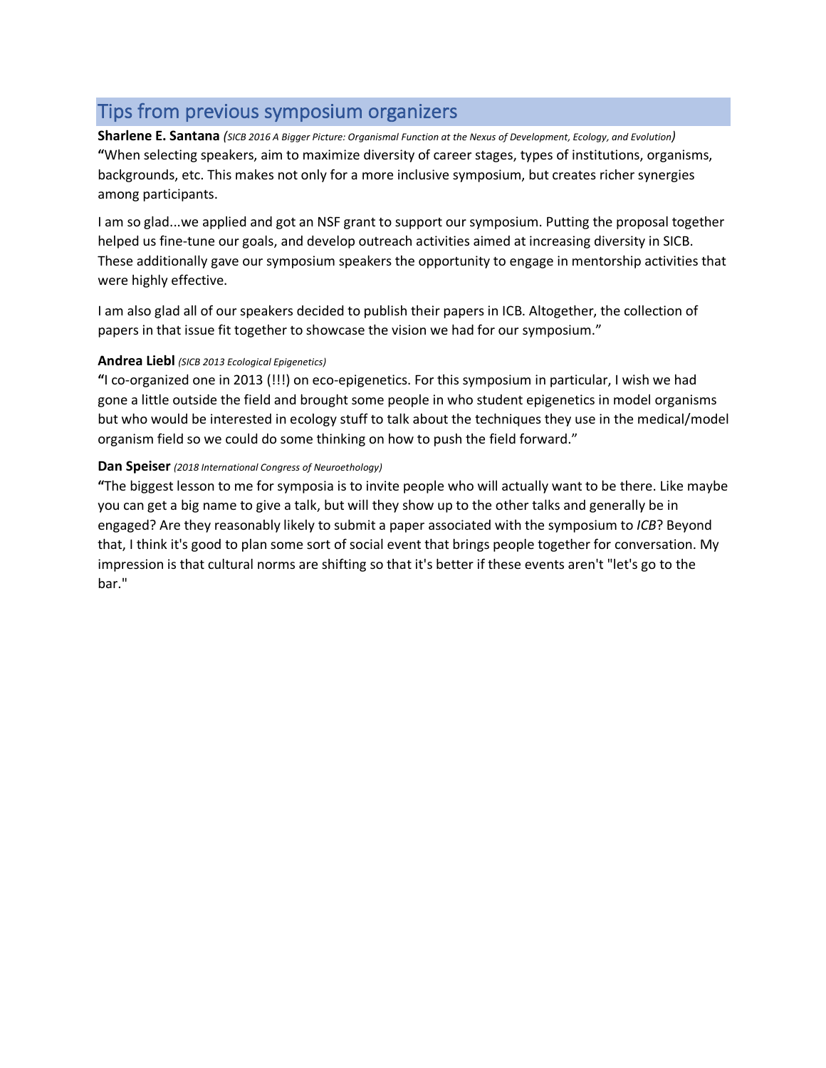## Tips from previous symposium organizers

**Sharlene E. Santana** *(SICB 2016 A Bigger Picture: Organismal Function at the Nexus of Development, Ecology, and Evolution)*

**"**When selecting speakers, aim to maximize diversity of career stages, types of institutions, organisms, backgrounds, etc. This makes not only for a more inclusive symposium, but creates richer synergies among participants.

I am so glad...we applied and got an NSF grant to support our symposium. Putting the proposal together helped us fine-tune our goals, and develop outreach activities aimed at increasing diversity in SICB. These additionally gave our symposium speakers the opportunity to engage in mentorship activities that were highly effective.

I am also glad all of our speakers decided to publish their papers in ICB. Altogether, the collection of papers in that issue fit together to showcase the vision we had for our symposium."

**Andrea Liebl** *(SICB 2013 Ecological Epigenetics)*

**"**I co-organized one in 2013 (!!!) on eco-epigenetics. For this symposium in particular, I wish we had gone a little outside the field and brought some people in who student epigenetics in model organisms but who would be interested in ecology stuff to talk about the techniques they use in the medical/model organism field so we could do some thinking on how to push the field forward."

**Dan Speiser** *(2018 International Congress of Neuroethology)*

**"**The biggest lesson to me for symposia is to invite people who will actually want to be there. Like maybe you can get a big name to give a talk, but will they show up to the other talks and generally be in engaged? Are they reasonably likely to submit a paper associated with the symposium to *ICB*? Beyond that, I think it's good to plan some sort of social event that brings people together for conversation. My impression is that cultural norms are shifting so that it's better if these events aren't "let's go to the bar."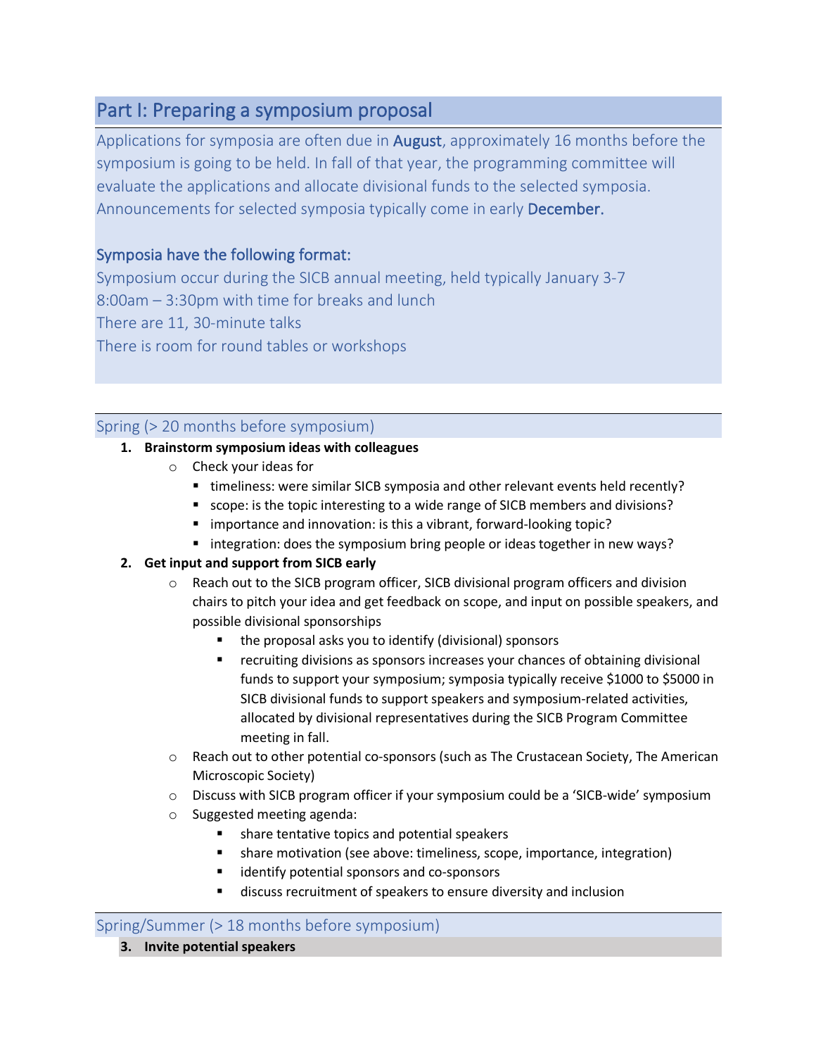## Part I: Preparing a symposium proposal

Applications for symposia are often due in **August**, approximately 16 months before the symposium is going to be held. In fall of that year, the programming committee will evaluate the applications and allocate divisional funds to the selected symposia. Announcements for selected symposia typically come in early **December.**

### Symposia have the following format:

Symposium occur during the SICB annual meeting, held typically January 3-7
8:00am – 3:30pm with time for breaks and lunch
There are 11, 30-minute talks
There is room for round tables or workshops

### Spring (> 20 months before symposium)

1. **Brainstorm symposium ideas with colleagues**
   - Check your ideas for
     - timeliness: were similar SICB symposia and other relevant events held recently?
     - scope: is the topic interesting to a wide range of SICB members and divisions?
     - importance and innovation: is this a vibrant, forward-looking topic?
     - integration: does the symposium bring people or ideas together in new ways?
2. **Get input and support from SICB early**
   - Reach out to the SICB program officer, SICB divisional program officers and division chairs to pitch your idea and get feedback on scope, and input on possible speakers, and possible divisional sponsorships
     - the proposal asks you to identify (divisional) sponsors
     - recruiting divisions as sponsors increases your chances of obtaining divisional funds to support your symposium; symposia typically receive $1000 to $5000 in SICB divisional funds to support speakers and symposium-related activities, allocated by divisional representatives during the SICB Program Committee meeting in fall.
   - Reach out to other potential co-sponsors (such as The Crustacean Society, The American Microscopic Society)
   - Discuss with SICB program officer if your symposium could be a 'SICB-wide' symposium
   - Suggested meeting agenda:
     - share tentative topics and potential speakers
     - share motivation (see above: timeliness, scope, importance, integration)
     - identify potential sponsors and co-sponsors
     - discuss recruitment of speakers to ensure diversity and inclusion

### Spring/Summer (> 18 months before symposium)

3. **Invite potential speakers**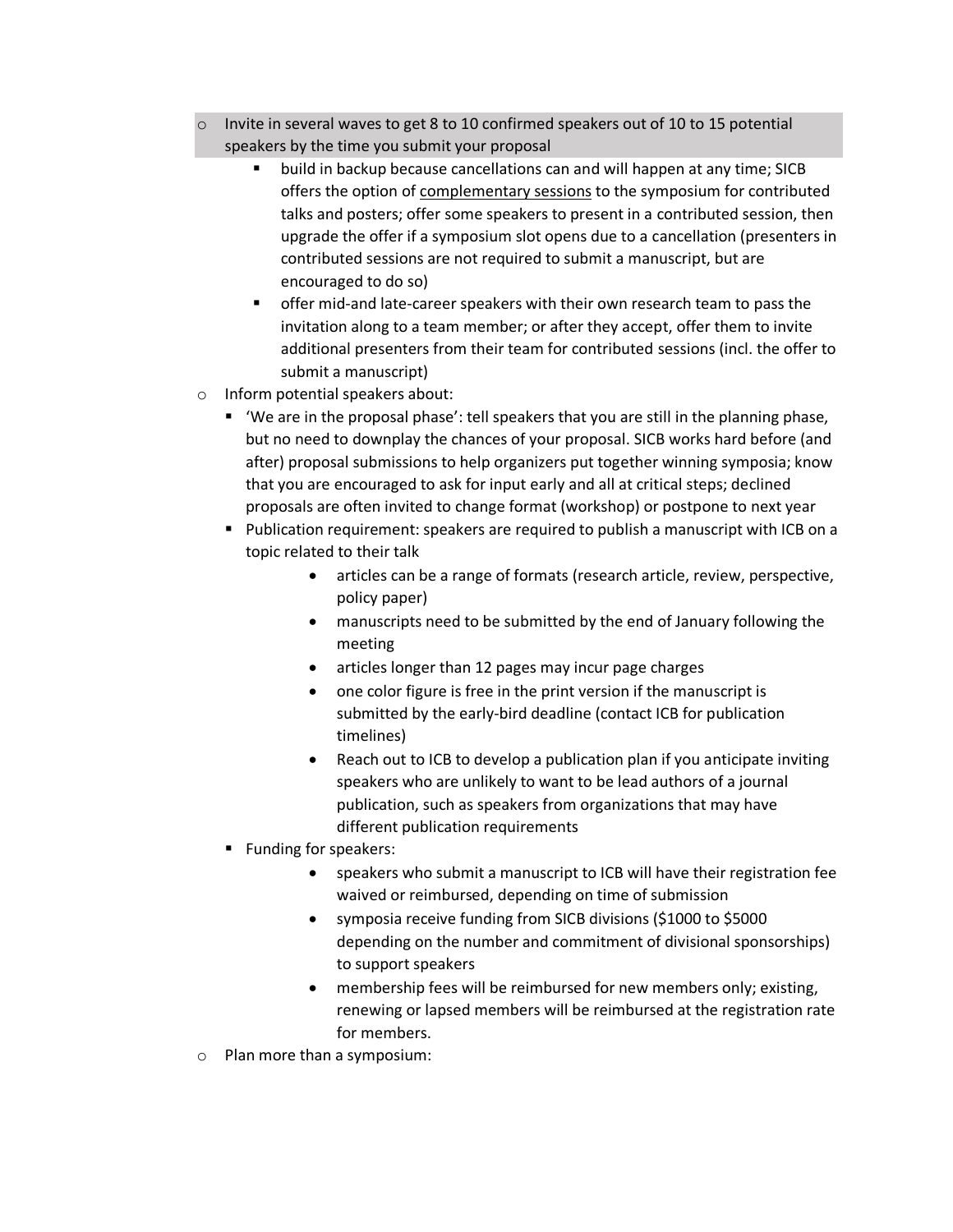- Invite in several waves to get 8 to 10 confirmed speakers out of 10 to 15 potential speakers by the time you submit your proposal
    - build in backup because cancellations can and will happen at any time; SICB offers the option of complementary sessions to the symposium for contributed talks and posters; offer some speakers to present in a contributed session, then upgrade the offer if a symposium slot opens due to a cancellation (presenters in contributed sessions are not required to submit a manuscript, but are encouraged to do so)
    - offer mid-and late-career speakers with their own research team to pass the invitation along to a team member; or after they accept, offer them to invite additional presenters from their team for contributed sessions (incl. the offer to submit a manuscript)
- Inform potential speakers about:
    - 'We are in the proposal phase': tell speakers that you are still in the planning phase, but no need to downplay the chances of your proposal. SICB works hard before (and after) proposal submissions to help organizers put together winning symposia; know that you are encouraged to ask for input early and all at critical steps; declined proposals are often invited to change format (workshop) or postpone to next year
    - Publication requirement: speakers are required to publish a manuscript with ICB on a topic related to their talk
        - articles can be a range of formats (research article, review, perspective, policy paper)
        - manuscripts need to be submitted by the end of January following the meeting
        - articles longer than 12 pages may incur page charges
        - one color figure is free in the print version if the manuscript is submitted by the early-bird deadline (contact ICB for publication timelines)
        - Reach out to ICB to develop a publication plan if you anticipate inviting speakers who are unlikely to want to be lead authors of a journal publication, such as speakers from organizations that may have different publication requirements
    - Funding for speakers:
        - speakers who submit a manuscript to ICB will have their registration fee waived or reimbursed, depending on time of submission
        - symposia receive funding from SICB divisions ($1000 to $5000 depending on the number and commitment of divisional sponsorships) to support speakers
        - membership fees will be reimbursed for new members only; existing, renewing or lapsed members will be reimbursed at the registration rate for members.
- Plan more than a symposium: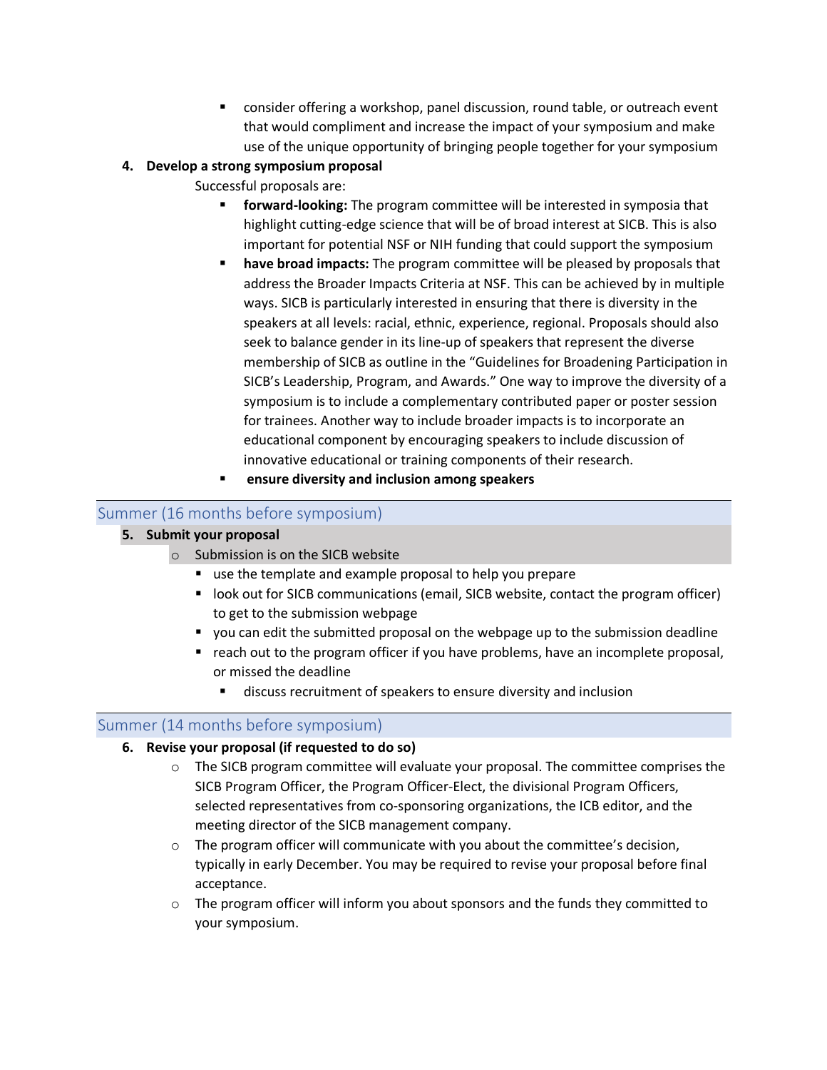- consider offering a workshop, panel discussion, round table, or outreach event that would compliment and increase the impact of your symposium and make use of the unique opportunity of bringing people together for your symposium

4. **Develop a strong symposium proposal**

   Successful proposals are:

   - **forward-looking:** The program committee will be interested in symposia that highlight cutting-edge science that will be of broad interest at SICB. This is also important for potential NSF or NIH funding that could support the symposium
   - **have broad impacts:** The program committee will be pleased by proposals that address the Broader Impacts Criteria at NSF. This can be achieved by in multiple ways. SICB is particularly interested in ensuring that there is diversity in the speakers at all levels: racial, ethnic, experience, regional. Proposals should also seek to balance gender in its line-up of speakers that represent the diverse membership of SICB as outline in the "Guidelines for Broadening Participation in SICB's Leadership, Program, and Awards." One way to improve the diversity of a symposium is to include a complementary contributed paper or poster session for trainees. Another way to include broader impacts is to incorporate an educational component by encouraging speakers to include discussion of innovative educational or training components of their research.
   - **ensure diversity and inclusion among speakers**

## Summer (16 months before symposium)

5. **Submit your proposal**
   - Submission is on the SICB website
     - use the template and example proposal to help you prepare
     - look out for SICB communications (email, SICB website, contact the program officer) to get to the submission webpage
     - you can edit the submitted proposal on the webpage up to the submission deadline
     - reach out to the program officer if you have problems, have an incomplete proposal, or missed the deadline
       - discuss recruitment of speakers to ensure diversity and inclusion

## Summer (14 months before symposium)

6. **Revise your proposal (if requested to do so)**
   - The SICB program committee will evaluate your proposal. The committee comprises the SICB Program Officer, the Program Officer-Elect, the divisional Program Officers, selected representatives from co-sponsoring organizations, the ICB editor, and the meeting director of the SICB management company.
   - The program officer will communicate with you about the committee's decision, typically in early December. You may be required to revise your proposal before final acceptance.
   - The program officer will inform you about sponsors and the funds they committed to your symposium.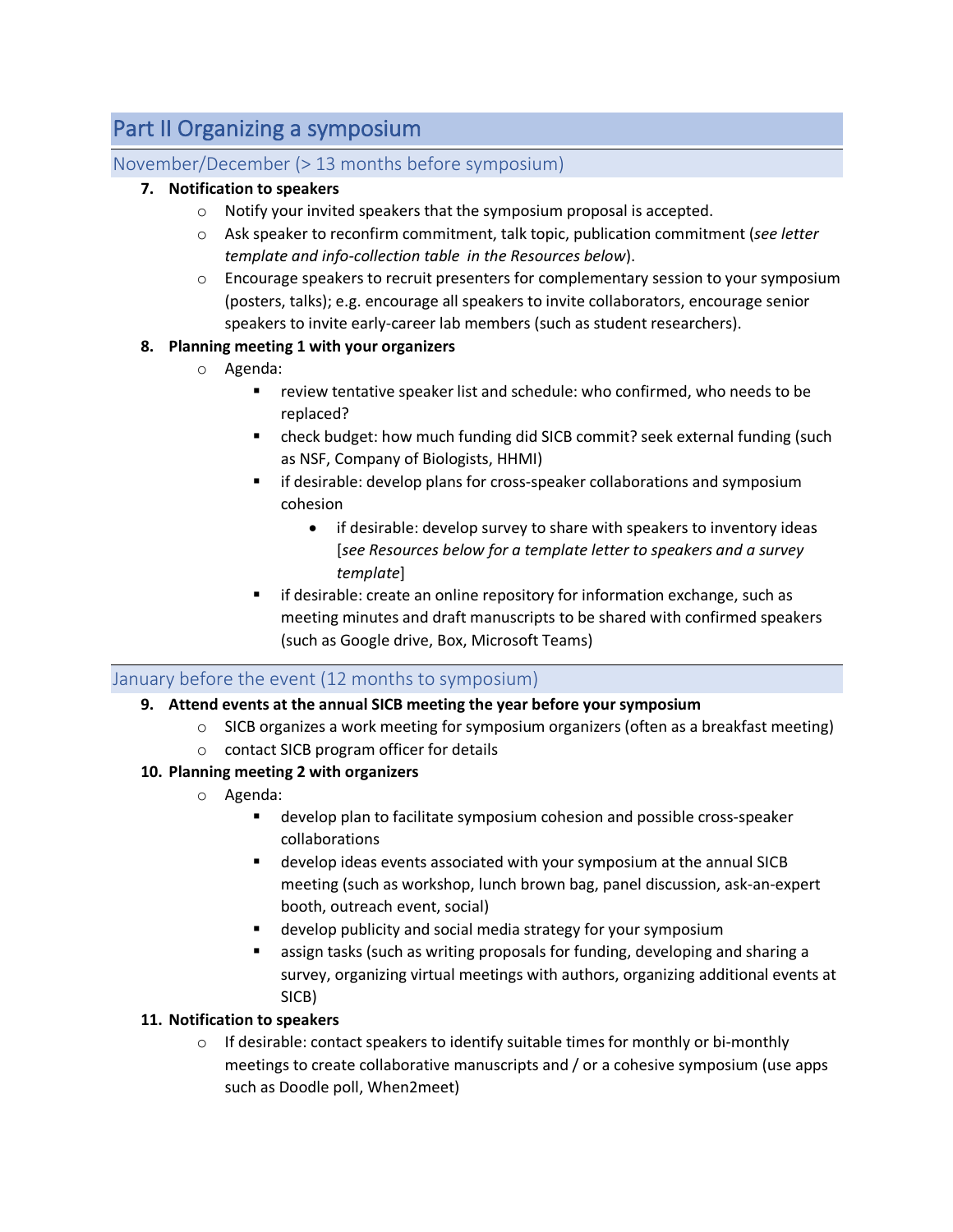# Part II Organizing a symposium

## November/December (> 13 months before symposium)

7. **Notification to speakers**
    - Notify your invited speakers that the symposium proposal is accepted.
    - Ask speaker to reconfirm commitment, talk topic, publication commitment (*see letter template and info-collection table in the Resources below*).
    - Encourage speakers to recruit presenters for complementary session to your symposium (posters, talks); e.g. encourage all speakers to invite collaborators, encourage senior speakers to invite early-career lab members (such as student researchers).
8. **Planning meeting 1 with your organizers**
    - Agenda:
        - review tentative speaker list and schedule: who confirmed, who needs to be replaced?
        - check budget: how much funding did SICB commit? seek external funding (such as NSF, Company of Biologists, HHMI)
        - if desirable: develop plans for cross-speaker collaborations and symposium cohesion
            - if desirable: develop survey to share with speakers to inventory ideas [*see Resources below for a template letter to speakers and a survey template*]
        - if desirable: create an online repository for information exchange, such as meeting minutes and draft manuscripts to be shared with confirmed speakers (such as Google drive, Box, Microsoft Teams)

## January before the event (12 months to symposium)

9. **Attend events at the annual SICB meeting the year before your symposium**
    - SICB organizes a work meeting for symposium organizers (often as a breakfast meeting)
    - contact SICB program officer for details
10. **Planning meeting 2 with organizers**
    - Agenda:
        - develop plan to facilitate symposium cohesion and possible cross-speaker collaborations
        - develop ideas events associated with your symposium at the annual SICB meeting (such as workshop, lunch brown bag, panel discussion, ask-an-expert booth, outreach event, social)
        - develop publicity and social media strategy for your symposium
        - assign tasks (such as writing proposals for funding, developing and sharing a survey, organizing virtual meetings with authors, organizing additional events at SICB)
11. **Notification to speakers**
    - If desirable: contact speakers to identify suitable times for monthly or bi-monthly meetings to create collaborative manuscripts and / or a cohesive symposium (use apps such as Doodle poll, When2meet)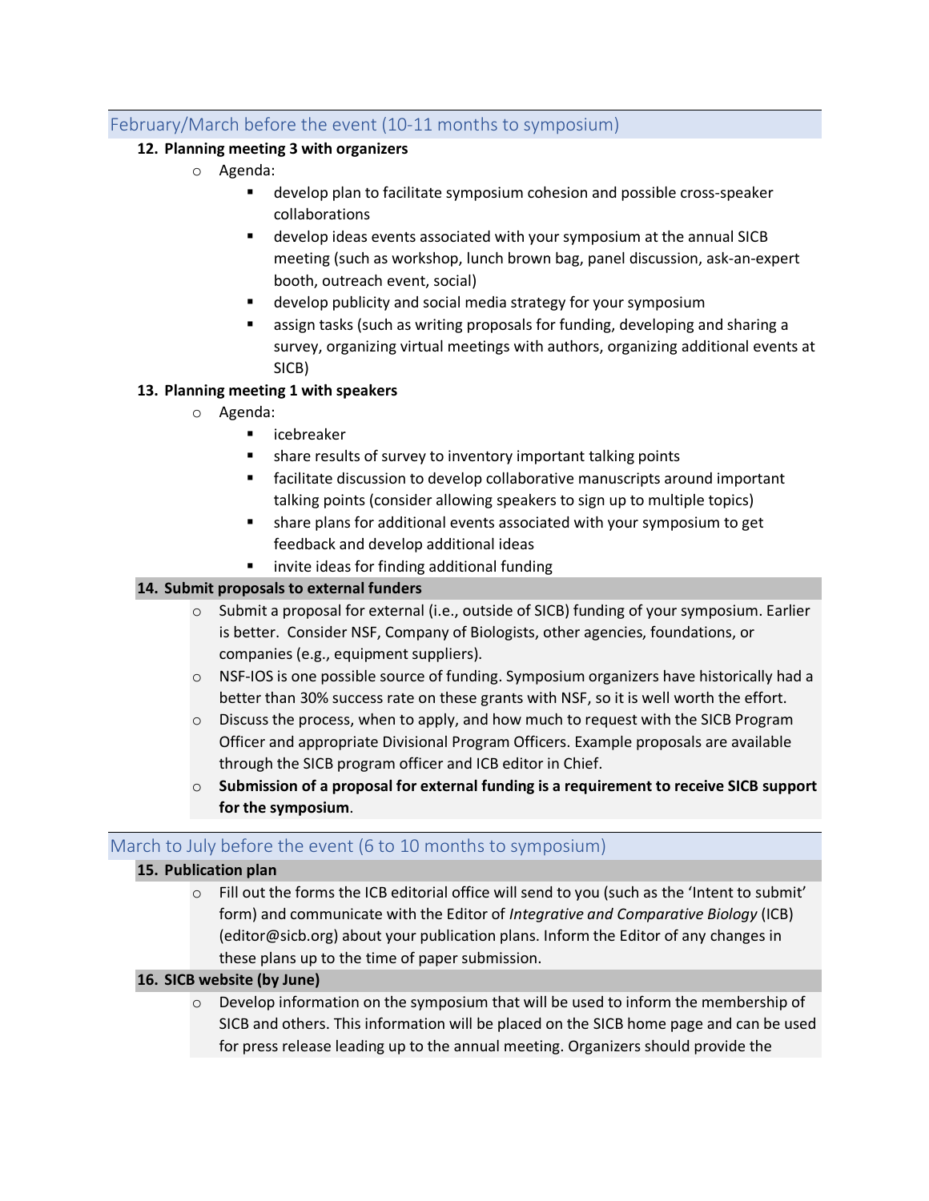## February/March before the event (10-11 months to symposium)

**12. Planning meeting 3 with organizers**

- Agenda:
  - develop plan to facilitate symposium cohesion and possible cross-speaker collaborations
  - develop ideas events associated with your symposium at the annual SICB meeting (such as workshop, lunch brown bag, panel discussion, ask-an-expert booth, outreach event, social)
  - develop publicity and social media strategy for your symposium
  - assign tasks (such as writing proposals for funding, developing and sharing a survey, organizing virtual meetings with authors, organizing additional events at SICB)

**13. Planning meeting 1 with speakers**

- Agenda:
  - icebreaker
  - share results of survey to inventory important talking points
  - facilitate discussion to develop collaborative manuscripts around important talking points (consider allowing speakers to sign up to multiple topics)
  - share plans for additional events associated with your symposium to get feedback and develop additional ideas
  - invite ideas for finding additional funding

**14. Submit proposals to external funders**

- Submit a proposal for external (i.e., outside of SICB) funding of your symposium. Earlier is better. Consider NSF, Company of Biologists, other agencies, foundations, or companies (e.g., equipment suppliers).
- NSF-IOS is one possible source of funding. Symposium organizers have historically had a better than 30% success rate on these grants with NSF, so it is well worth the effort.
- Discuss the process, when to apply, and how much to request with the SICB Program Officer and appropriate Divisional Program Officers. Example proposals are available through the SICB program officer and ICB editor in Chief.
- **Submission of a proposal for external funding is a requirement to receive SICB support for the symposium**.

## March to July before the event (6 to 10 months to symposium)

**15. Publication plan**

- Fill out the forms the ICB editorial office will send to you (such as the 'Intent to submit' form) and communicate with the Editor of *Integrative and Comparative Biology* (ICB) (editor@sicb.org) about your publication plans. Inform the Editor of any changes in these plans up to the time of paper submission.

**16. SICB website (by June)**

- Develop information on the symposium that will be used to inform the membership of SICB and others. This information will be placed on the SICB home page and can be used for press release leading up to the annual meeting. Organizers should provide the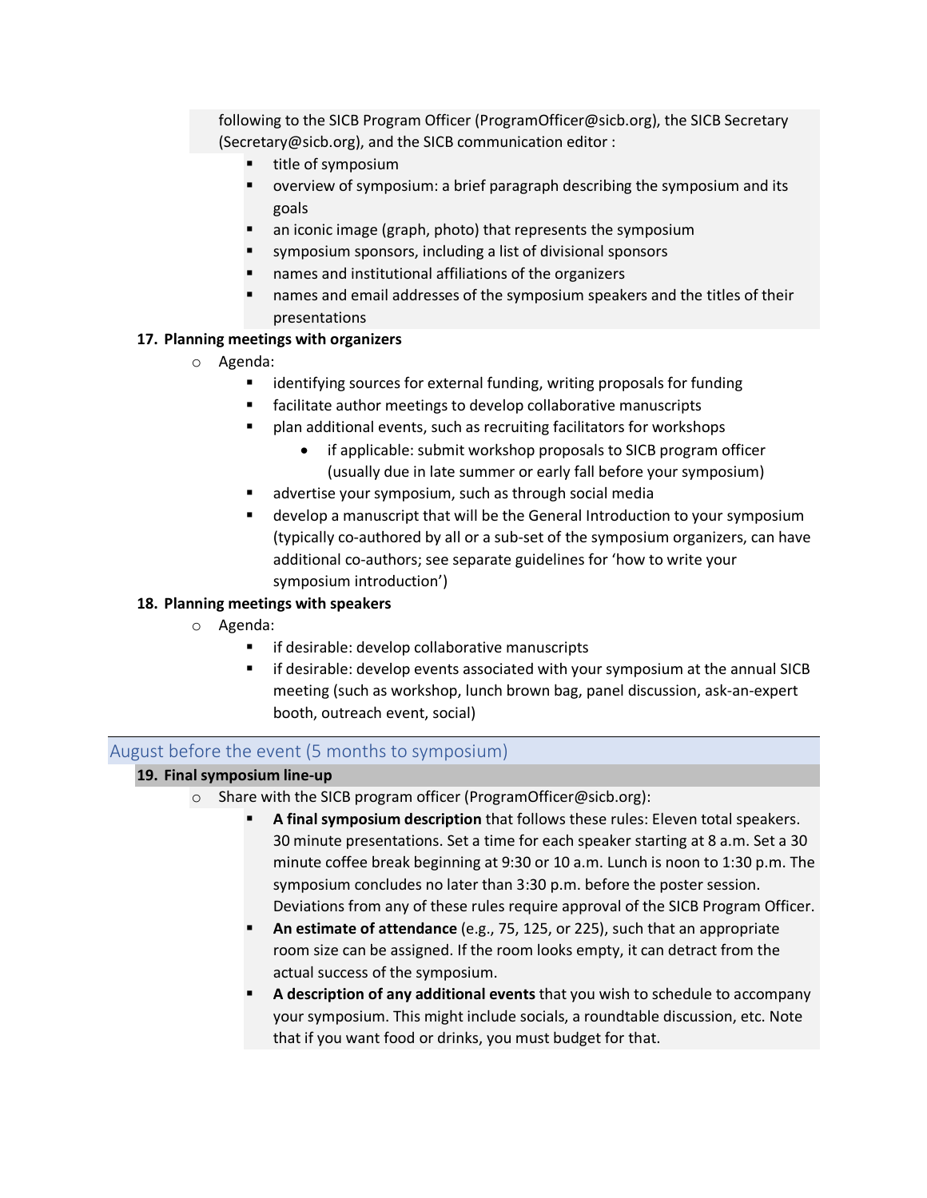following to the SICB Program Officer (ProgramOfficer@sicb.org), the SICB Secretary (Secretary@sicb.org), and the SICB communication editor :

- title of symposium
- overview of symposium: a brief paragraph describing the symposium and its goals
- an iconic image (graph, photo) that represents the symposium
- symposium sponsors, including a list of divisional sponsors
- names and institutional affiliations of the organizers
- names and email addresses of the symposium speakers and the titles of their presentations

**17. Planning meetings with organizers**

- Agenda:
    - identifying sources for external funding, writing proposals for funding
    - facilitate author meetings to develop collaborative manuscripts
    - plan additional events, such as recruiting facilitators for workshops
        - if applicable: submit workshop proposals to SICB program officer (usually due in late summer or early fall before your symposium)
    - advertise your symposium, such as through social media
    - develop a manuscript that will be the General Introduction to your symposium (typically co-authored by all or a sub-set of the symposium organizers, can have additional co-authors; see separate guidelines for 'how to write your symposium introduction')

**18. Planning meetings with speakers**

- Agenda:
    - if desirable: develop collaborative manuscripts
    - if desirable: develop events associated with your symposium at the annual SICB meeting (such as workshop, lunch brown bag, panel discussion, ask-an-expert booth, outreach event, social)

## August before the event (5 months to symposium)

**19. Final symposium line-up**

- Share with the SICB program officer (ProgramOfficer@sicb.org):
    - **A final symposium description** that follows these rules: Eleven total speakers. 30 minute presentations. Set a time for each speaker starting at 8 a.m. Set a 30 minute coffee break beginning at 9:30 or 10 a.m. Lunch is noon to 1:30 p.m. The symposium concludes no later than 3:30 p.m. before the poster session. Deviations from any of these rules require approval of the SICB Program Officer.
    - **An estimate of attendance** (e.g., 75, 125, or 225), such that an appropriate room size can be assigned. If the room looks empty, it can detract from the actual success of the symposium.
    - **A description of any additional events** that you wish to schedule to accompany your symposium. This might include socials, a roundtable discussion, etc. Note that if you want food or drinks, you must budget for that.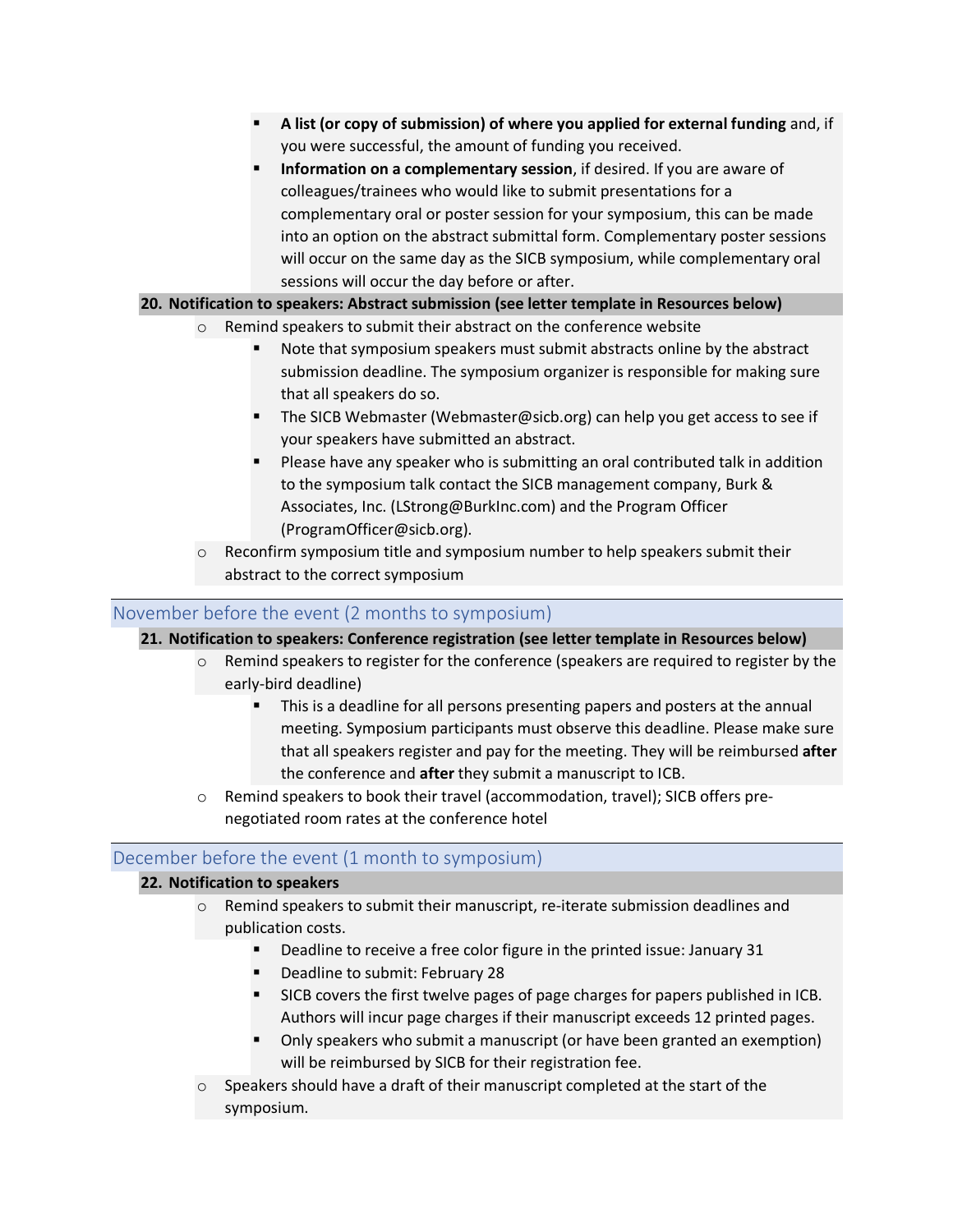- **A list (or copy of submission) of where you applied for external funding** and, if you were successful, the amount of funding you received.
    - **Information on a complementary session**, if desired. If you are aware of colleagues/trainees who would like to submit presentations for a complementary oral or poster session for your symposium, this can be made into an option on the abstract submittal form. Complementary poster sessions will occur on the same day as the SICB symposium, while complementary oral sessions will occur the day before or after.

**20. Notification to speakers: Abstract submission (see letter template in Resources below)**

- Remind speakers to submit their abstract on the conference website
    - Note that symposium speakers must submit abstracts online by the abstract submission deadline. The symposium organizer is responsible for making sure that all speakers do so.
    - The SICB Webmaster (Webmaster@sicb.org) can help you get access to see if your speakers have submitted an abstract.
    - Please have any speaker who is submitting an oral contributed talk in addition to the symposium talk contact the SICB management company, Burk & Associates, Inc. (LStrong@BurkInc.com) and the Program Officer (ProgramOfficer@sicb.org).
- Reconfirm symposium title and symposium number to help speakers submit their abstract to the correct symposium

## November before the event (2 months to symposium)

**21. Notification to speakers: Conference registration (see letter template in Resources below)**

- Remind speakers to register for the conference (speakers are required to register by the early-bird deadline)
    - This is a deadline for all persons presenting papers and posters at the annual meeting. Symposium participants must observe this deadline. Please make sure that all speakers register and pay for the meeting. They will be reimbursed **after** the conference and **after** they submit a manuscript to ICB.
- Remind speakers to book their travel (accommodation, travel); SICB offers pre-negotiated room rates at the conference hotel

## December before the event (1 month to symposium)

**22. Notification to speakers**

- Remind speakers to submit their manuscript, re-iterate submission deadlines and publication costs.
    - Deadline to receive a free color figure in the printed issue: January 31
    - Deadline to submit: February 28
    - SICB covers the first twelve pages of page charges for papers published in ICB. Authors will incur page charges if their manuscript exceeds 12 printed pages.
    - Only speakers who submit a manuscript (or have been granted an exemption) will be reimbursed by SICB for their registration fee.
- Speakers should have a draft of their manuscript completed at the start of the symposium.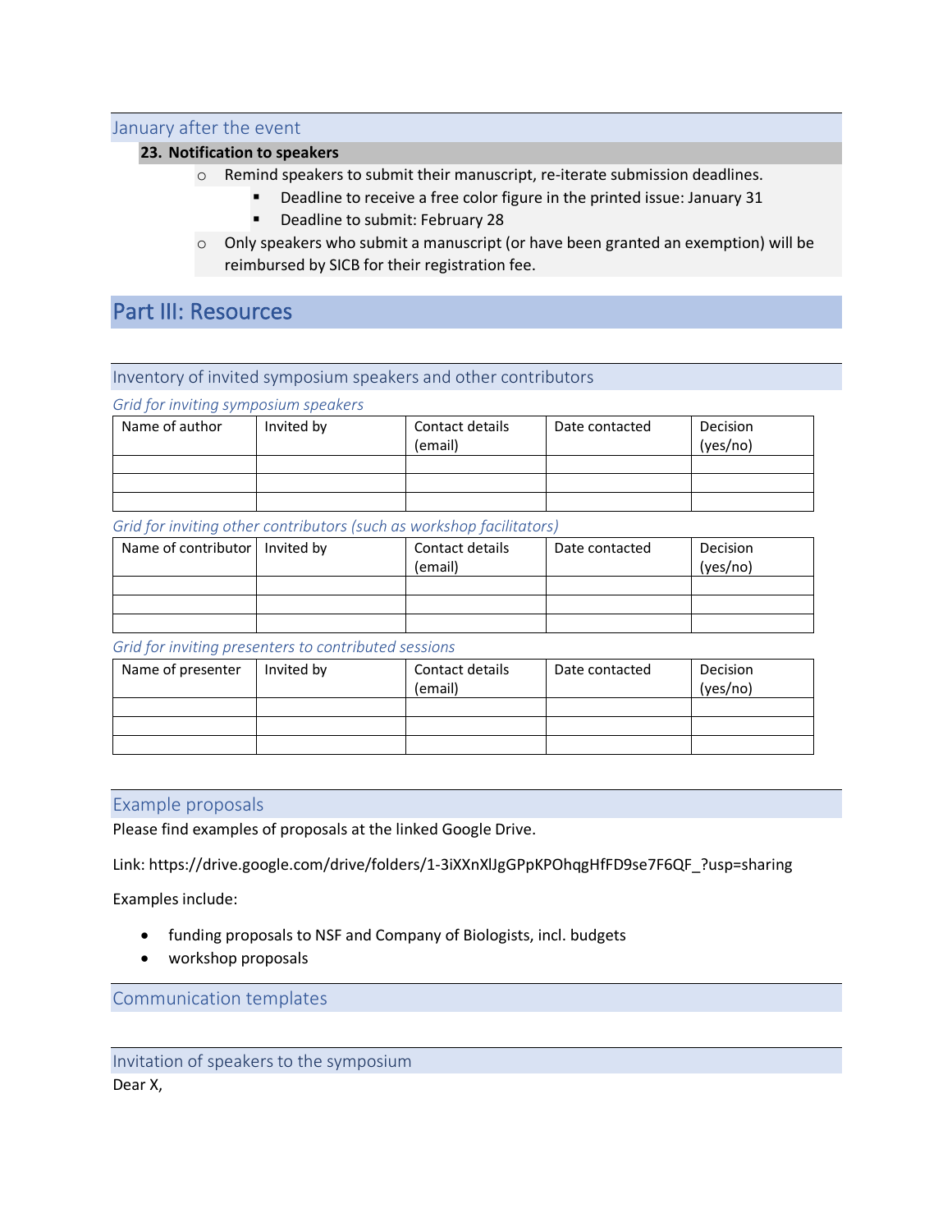## January after the event

### 23. Notification to speakers

- Remind speakers to submit their manuscript, re-iterate submission deadlines.
  - Deadline to receive a free color figure in the printed issue: January 31
  - Deadline to submit: February 28
- Only speakers who submit a manuscript (or have been granted an exemption) will be reimbursed by SICB for their registration fee.

# Part III: Resources

## Inventory of invited symposium speakers and other contributors

*Grid for inviting symposium speakers*

| Name of author | Invited by | Contact details (email) | Date contacted | Decision (yes/no) |
|---|---|---|---|---|
| | | | | |
| | | | | |
| | | | | |

*Grid for inviting other contributors (such as workshop facilitators)*

| Name of contributor | Invited by | Contact details (email) | Date contacted | Decision (yes/no) |
|---|---|---|---|---|
| | | | | |
| | | | | |
| | | | | |

*Grid for inviting presenters to contributed sessions*

| Name of presenter | Invited by | Contact details (email) | Date contacted | Decision (yes/no) |
|---|---|---|---|---|
| | | | | |
| | | | | |
| | | | | |

## Example proposals

Please find examples of proposals at the linked Google Drive.

Link: https://drive.google.com/drive/folders/1-3iXXnXlJgGPpKPOhqgHfFD9se7F6QF_?usp=sharing

Examples include:

- funding proposals to NSF and Company of Biologists, incl. budgets
- workshop proposals

## Communication templates

## Invitation of speakers to the symposium

Dear X,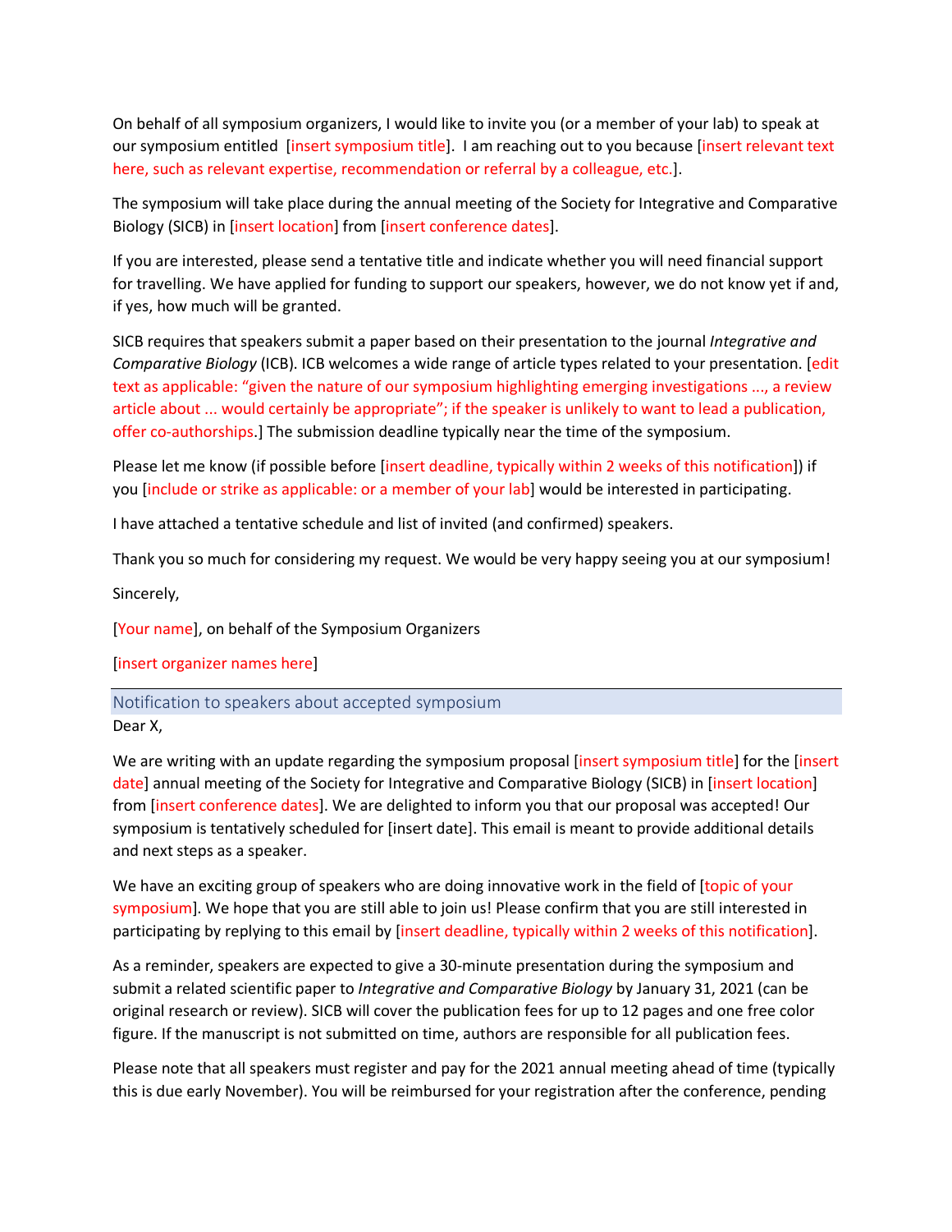On behalf of all symposium organizers, I would like to invite you (or a member of your lab) to speak at our symposium entitled  [insert symposium title].  I am reaching out to you because [insert relevant text here, such as relevant expertise, recommendation or referral by a colleague, etc.].

The symposium will take place during the annual meeting of the Society for Integrative and Comparative Biology (SICB) in [insert location] from [insert conference dates].

If you are interested, please send a tentative title and indicate whether you will need financial support for travelling. We have applied for funding to support our speakers, however, we do not know yet if and, if yes, how much will be granted.

SICB requires that speakers submit a paper based on their presentation to the journal *Integrative and Comparative Biology* (ICB). ICB welcomes a wide range of article types related to your presentation. [edit text as applicable: "given the nature of our symposium highlighting emerging investigations ..., a review article about ... would certainly be appropriate"; if the speaker is unlikely to want to lead a publication, offer co-authorships.] The submission deadline typically near the time of the symposium.

Please let me know (if possible before [insert deadline, typically within 2 weeks of this notification]) if you [include or strike as applicable: or a member of your lab] would be interested in participating.

I have attached a tentative schedule and list of invited (and confirmed) speakers.

Thank you so much for considering my request. We would be very happy seeing you at our symposium!

Sincerely,

[Your name], on behalf of the Symposium Organizers

[insert organizer names here]

## Notification to speakers about accepted symposium

Dear X,

We are writing with an update regarding the symposium proposal [insert symposium title] for the [insert date] annual meeting of the Society for Integrative and Comparative Biology (SICB) in [insert location] from [insert conference dates]. We are delighted to inform you that our proposal was accepted! Our symposium is tentatively scheduled for [insert date]. This email is meant to provide additional details and next steps as a speaker.

We have an exciting group of speakers who are doing innovative work in the field of [topic of your symposium]. We hope that you are still able to join us! Please confirm that you are still interested in participating by replying to this email by [insert deadline, typically within 2 weeks of this notification].

As a reminder, speakers are expected to give a 30-minute presentation during the symposium and submit a related scientific paper to *Integrative and Comparative Biology* by January 31, 2021 (can be original research or review). SICB will cover the publication fees for up to 12 pages and one free color figure. If the manuscript is not submitted on time, authors are responsible for all publication fees.

Please note that all speakers must register and pay for the 2021 annual meeting ahead of time (typically this is due early November). You will be reimbursed for your registration after the conference, pending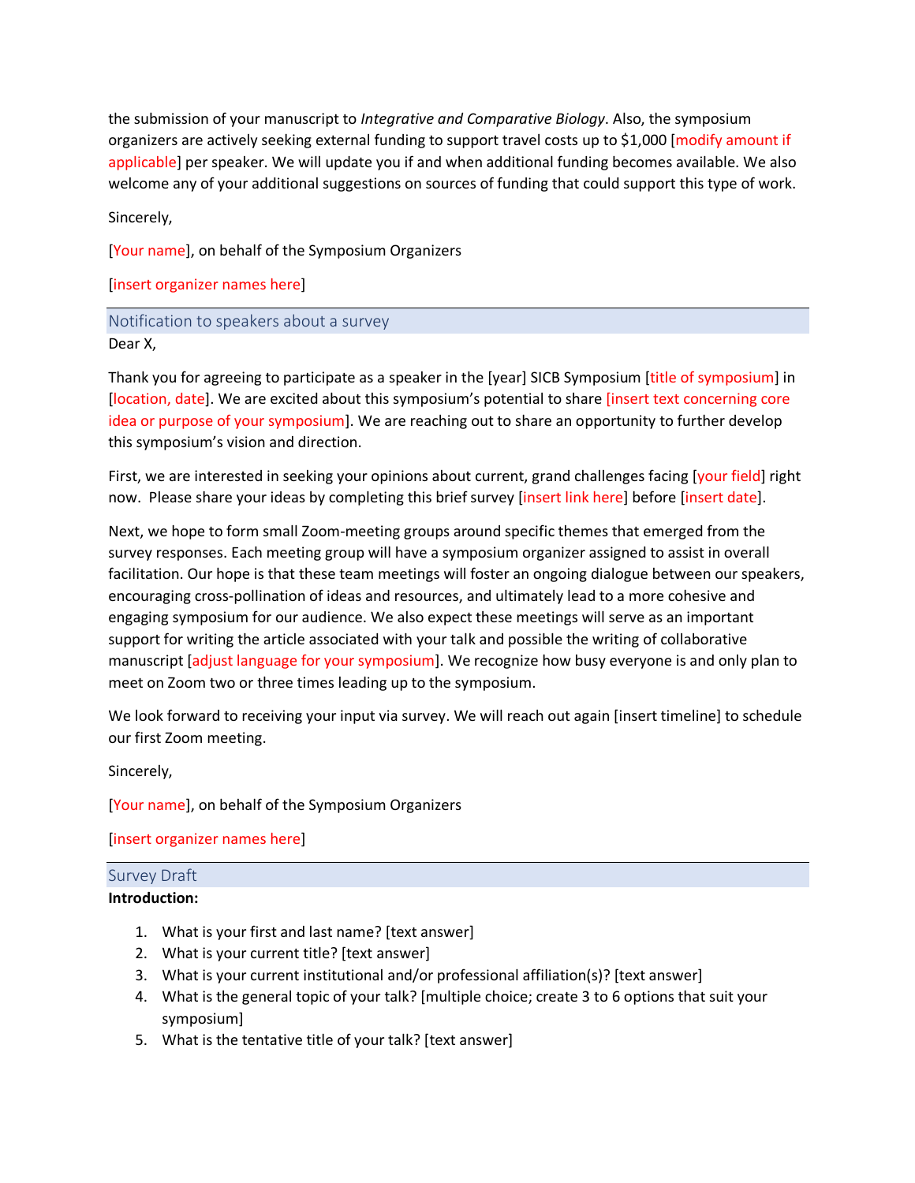the submission of your manuscript to *Integrative and Comparative Biology*. Also, the symposium organizers are actively seeking external funding to support travel costs up to $1,000 [modify amount if applicable] per speaker. We will update you if and when additional funding becomes available. We also welcome any of your additional suggestions on sources of funding that could support this type of work.

Sincerely,

[Your name], on behalf of the Symposium Organizers

[insert organizer names here]

## Notification to speakers about a survey

Dear X,

Thank you for agreeing to participate as a speaker in the [year] SICB Symposium [title of symposium] in [location, date]. We are excited about this symposium's potential to share [insert text concerning core idea or purpose of your symposium]. We are reaching out to share an opportunity to further develop this symposium's vision and direction.

First, we are interested in seeking your opinions about current, grand challenges facing [your field] right now. Please share your ideas by completing this brief survey [insert link here] before [insert date].

Next, we hope to form small Zoom-meeting groups around specific themes that emerged from the survey responses. Each meeting group will have a symposium organizer assigned to assist in overall facilitation. Our hope is that these team meetings will foster an ongoing dialogue between our speakers, encouraging cross-pollination of ideas and resources, and ultimately lead to a more cohesive and engaging symposium for our audience. We also expect these meetings will serve as an important support for writing the article associated with your talk and possible the writing of collaborative manuscript [adjust language for your symposium]. We recognize how busy everyone is and only plan to meet on Zoom two or three times leading up to the symposium.

We look forward to receiving your input via survey. We will reach out again [insert timeline] to schedule our first Zoom meeting.

Sincerely,

[Your name], on behalf of the Symposium Organizers

[insert organizer names here]

## Survey Draft

**Introduction:**

1. What is your first and last name? [text answer]
2. What is your current title? [text answer]
3. What is your current institutional and/or professional affiliation(s)? [text answer]
4. What is the general topic of your talk? [multiple choice; create 3 to 6 options that suit your symposium]
5. What is the tentative title of your talk? [text answer]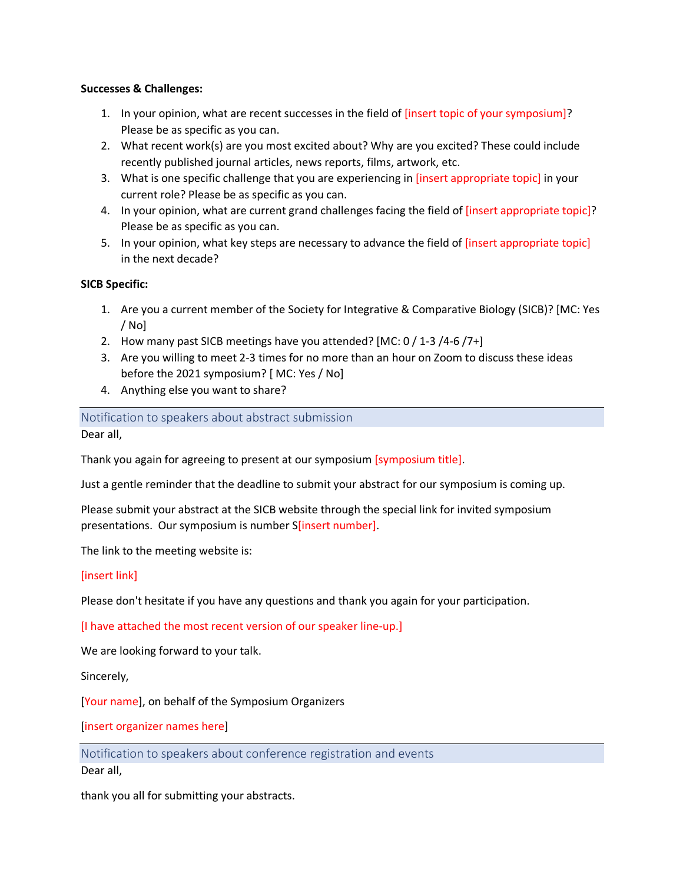**Successes & Challenges:**

1. In your opinion, what are recent successes in the field of [insert topic of your symposium]? Please be as specific as you can.
2. What recent work(s) are you most excited about? Why are you excited? These could include recently published journal articles, news reports, films, artwork, etc.
3. What is one specific challenge that you are experiencing in [insert appropriate topic] in your current role? Please be as specific as you can.
4. In your opinion, what are current grand challenges facing the field of [insert appropriate topic]? Please be as specific as you can.
5. In your opinion, what key steps are necessary to advance the field of [insert appropriate topic] in the next decade?

**SICB Specific:**

1. Are you a current member of the Society for Integrative & Comparative Biology (SICB)? [MC: Yes / No]
2. How many past SICB meetings have you attended? [MC: 0 / 1-3 /4-6 /7+]
3. Are you willing to meet 2-3 times for no more than an hour on Zoom to discuss these ideas before the 2021 symposium? [ MC: Yes / No]
4. Anything else you want to share?

## Notification to speakers about abstract submission

Dear all,

Thank you again for agreeing to present at our symposium [symposium title].

Just a gentle reminder that the deadline to submit your abstract for our symposium is coming up.

Please submit your abstract at the SICB website through the special link for invited symposium presentations. Our symposium is number S[insert number].

The link to the meeting website is:

[insert link]

Please don't hesitate if you have any questions and thank you again for your participation.

[I have attached the most recent version of our speaker line-up.]

We are looking forward to your talk.

Sincerely,

[Your name], on behalf of the Symposium Organizers

[insert organizer names here]

## Notification to speakers about conference registration and events

Dear all,

thank you all for submitting your abstracts.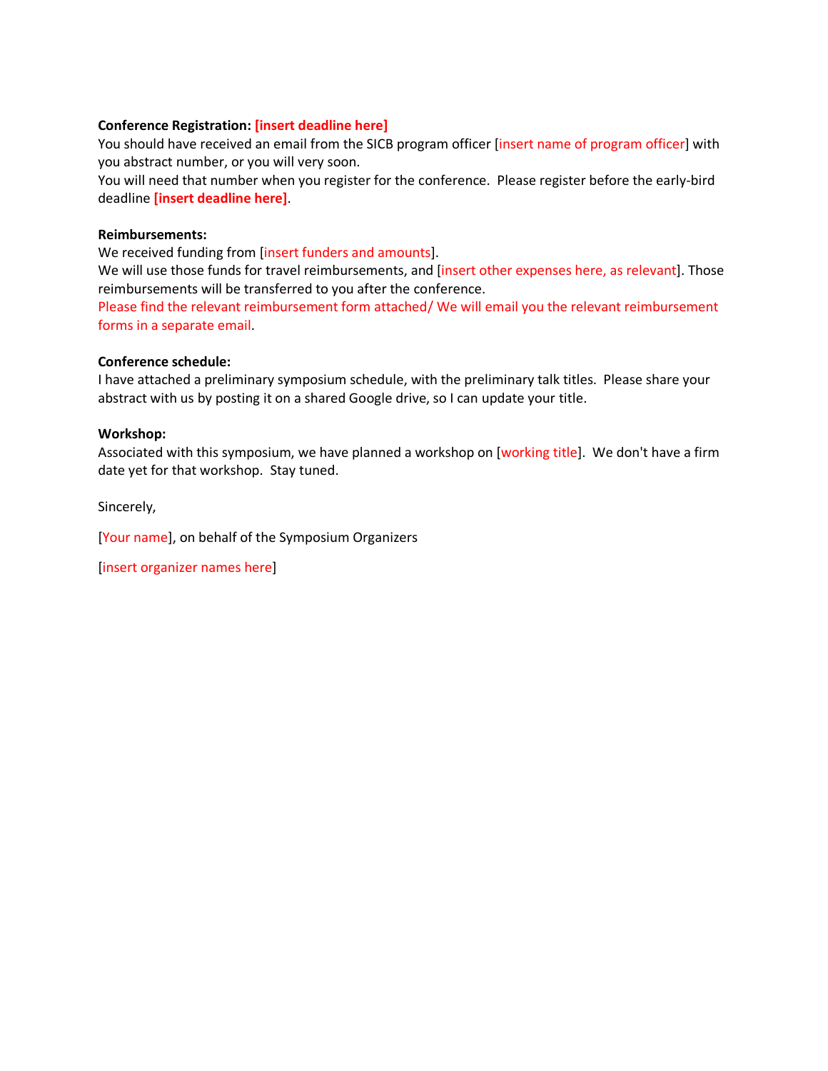**Conference Registration: [insert deadline here]**

You should have received an email from the SICB program officer [insert name of program officer] with you abstract number, or you will very soon.

You will need that number when you register for the conference. Please register before the early-bird deadline **[insert deadline here]**.

**Reimbursements:**

We received funding from [insert funders and amounts].

We will use those funds for travel reimbursements, and [insert other expenses here, as relevant]. Those reimbursements will be transferred to you after the conference.

Please find the relevant reimbursement form attached/ We will email you the relevant reimbursement forms in a separate email.

**Conference schedule:**

I have attached a preliminary symposium schedule, with the preliminary talk titles. Please share your abstract with us by posting it on a shared Google drive, so I can update your title.

**Workshop:**

Associated with this symposium, we have planned a workshop on [working title]. We don't have a firm date yet for that workshop. Stay tuned.

Sincerely,

[Your name], on behalf of the Symposium Organizers

[insert organizer names here]